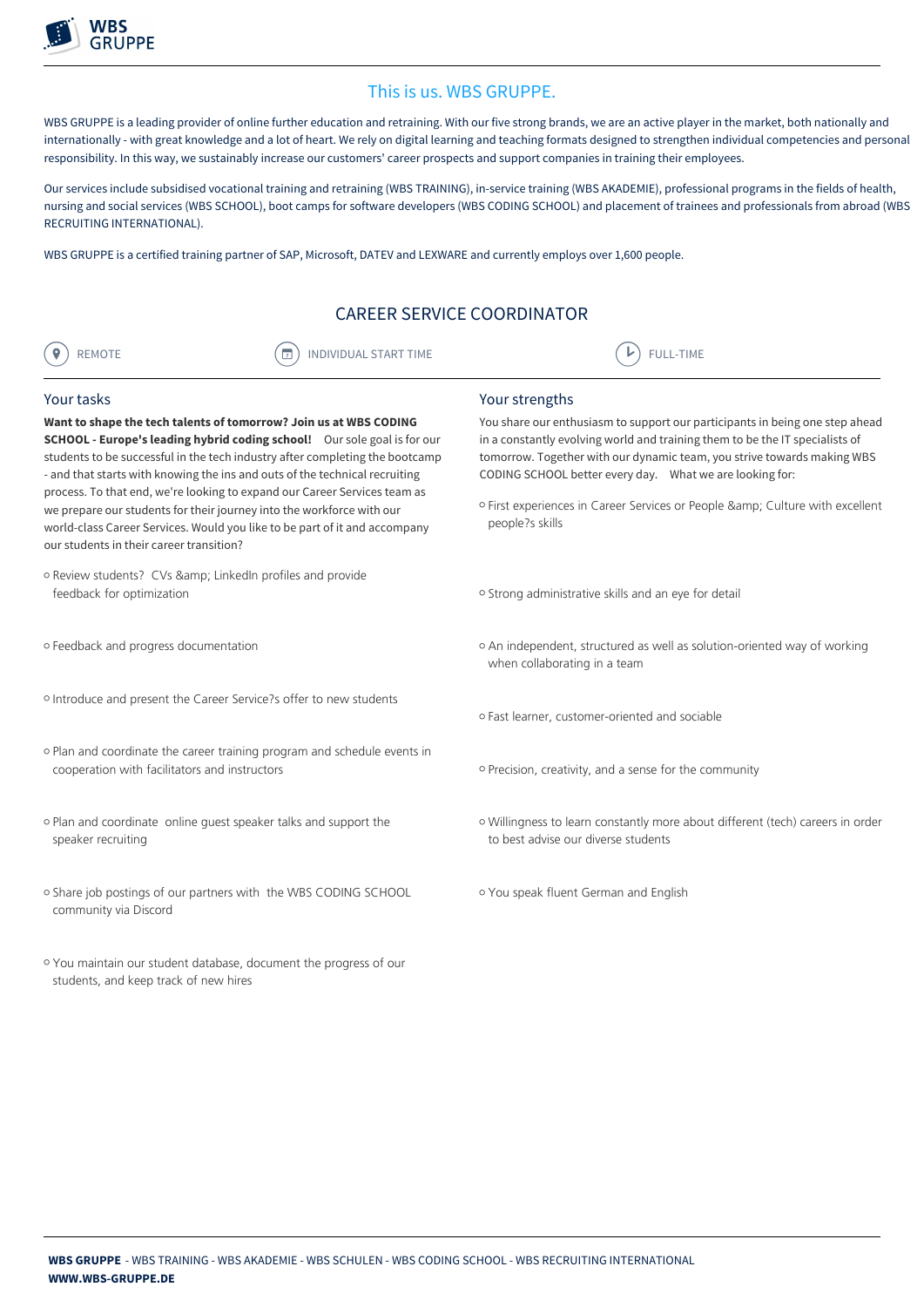WBS GRUPPE

## This is us. WBS GRUPPE.

WBS GRUPPE is a leading provider of online further education and retraining. With our five strong brands, we are an active player in the market, both nationally and internationally - with great knowledge and a lot of heart. We rely on digital learning and teaching formats designed to strengthen individual competencies and personal responsibility. In this way, we sustainably increase our customers' career prospects and support companies in training their employees.

Our services include subsidised vocational training and retraining (WBS TRAINING), in-service training (WBS AKADEMIE), professional programs in the fields of health, nursing and social services (WBS SCHOOL), boot camps for software developers (WBS CODING SCHOOL) and placement of trainees and professionals from abroad (WBS RECRUITING INTERNATIONAL).

WBS GRUPPE is a certified training partner of SAP, Microsoft, DATEV and LEXWARE and currently employs over 1,600 people.

# CAREER SERVICE COORDINATOR

REMOTE | INDIVIDUAL START TIME | FULL-TIME

## Your tasks

**Want to shape the tech talents of tomorrow? Join us at WBS CODING SCHOOL - Europe's leading hybrid coding school!** Our sole goal is for our students to be successful in the tech industry after completing the bootcamp - and that starts with knowing the ins and outs of the technical recruiting process. To that end, we're looking to expand our Career Services team as we prepare our students for their journey into the workforce with our world-class Career Services. Would you like to be part of it and accompany our students in their career transition?

- Review students? CVs &amp; LinkedIn profiles and provide feedback for optimization
- Feedback and progress documentation
- Introduce and present the Career Service?s offer to new students
- Plan and coordinate the career training program and schedule events in cooperation with facilitators and instructors
- Plan and coordinate online guest speaker talks and support the speaker recruiting
- Share job postings of our partners with the WBS CODING SCHOOL community via Discord
- You maintain our student database, document the progress of our students, and keep track of new hires

## Your strengths

You share our enthusiasm to support our participants in being one step ahead in a constantly evolving world and training them to be the IT specialists of tomorrow. Together with our dynamic team, you strive towards making WBS CODING SCHOOL better every day. What we are looking for:

- First experiences in Career Services or People &amp; Culture with excellent people?s skills
- Strong administrative skills and an eye for detail
- An independent, structured as well as solution-oriented way of working when collaborating in a team
- Fast learner, customer-oriented and sociable
- Precision, creativity, and a sense for the community
- Willingness to learn constantly more about different (tech) careers in order to best advise our diverse students
- You speak fluent German and English

**WBS GRUPPE** - WBS TRAINING - WBS AKADEMIE - WBS SCHULEN - WBS CODING SCHOOL - WBS RECRUITING INTERNATIONAL
**WWW.WBS-GRUPPE.DE**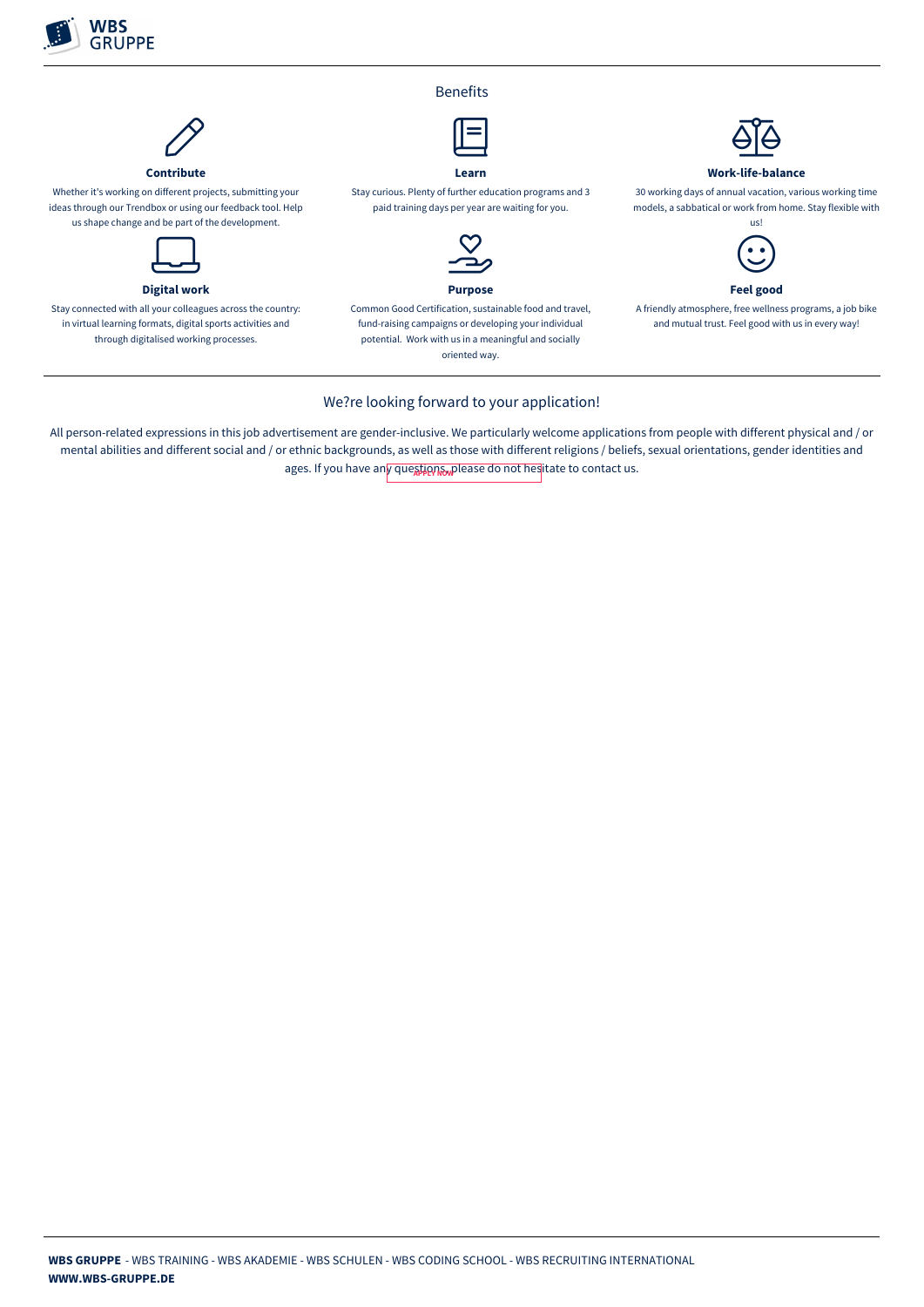## Benefits

**Contribute**

Whether it's working on different projects, submitting your ideas through our Trendbox or using our feedback tool. Help us shape change and be part of the development.

**Learn**

Stay curious. Plenty of further education programs and 3 paid training days per year are waiting for you.

**Work-life-balance**

30 working days of annual vacation, various working time models, a sabbatical or work from home. Stay flexible with us!

**Digital work**

Stay connected with all your colleagues across the country: in virtual learning formats, digital sports activities and through digitalised working processes.

**Purpose**

Common Good Certification, sustainable food and travel, fund-raising campaigns or developing your individual potential. Work with us in a meaningful and socially oriented way.

**Feel good**

A friendly atmosphere, free wellness programs, a job bike and mutual trust. Feel good with us in every way!

## We?re looking forward to your application!

All person-related expressions in this job advertisement are gender-inclusive. We particularly welcome applications from people with different physical and / or mental abilities and different social and / or ethnic backgrounds, as well as those with different religions / beliefs, sexual orientations, gender identities and ages. If you have any questions, please do not hesitate to contact us.

APPLY NOW

**WBS GRUPPE** - WBS TRAINING - WBS AKADEMIE - WBS SCHULEN - WBS CODING SCHOOL - WBS RECRUITING INTERNATIONAL
**WWW.WBS-GRUPPE.DE**